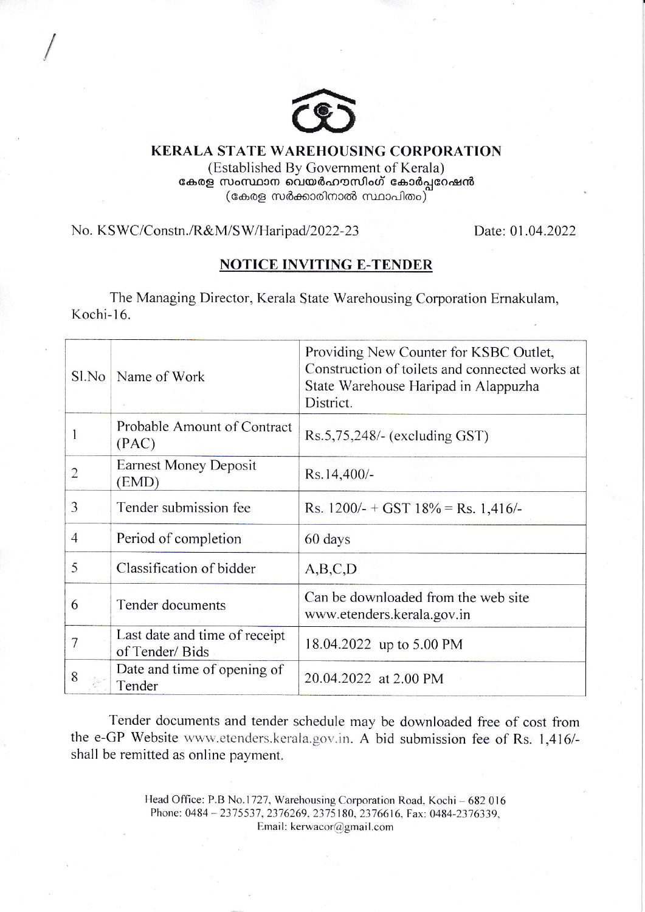# KERALA STATE WAREHOUSING CORPORATION

(Established By Government of Kerala)

കേരള സംസ്ഥാന വെയർഹൗസിംഗ് കോർപ്പറേഷൻ

(കേരള സർക്കാരിനാൽ സ്ഥാപിതം)

No. KSWC/Constn./R&M/SW/Haripad/2022-23 Date: 01.04.2022

## NOTICE INVITING E-TENDER

The Managing Director, Kerala State Warehousing Corporation Ernakulam, Kochi-16.

| Sl.No | Name of Work | Providing New Counter for KSBC Outlet, Construction of toilets and connected works at State Warehouse Haripad in Alappuzha District. |
|---|---|---|
| 1 | Probable Amount of Contract (PAC) | Rs.5,75,248/- (excluding GST) |
| 2 | Earnest Money Deposit (EMD) | Rs.14,400/- |
| 3 | Tender submission fee | Rs. 1200/- + GST 18% = Rs. 1,416/- |
| 4 | Period of completion | 60 days |
| 5 | Classification of bidder | A,B,C,D |
| 6 | Tender documents | Can be downloaded from the web site www.etenders.kerala.gov.in |
| 7 | Last date and time of receipt of Tender/ Bids | 18.04.2022 up to 5.00 PM |
| 8 | Date and time of opening of Tender | 20.04.2022 at 2.00 PM |

Tender documents and tender schedule may be downloaded free of cost from the e-GP Website www.etenders.kerala.gov.in. A bid submission fee of Rs. 1,416/- shall be remitted as online payment.

Head Office: P.B No.1727, Warehousing Corporation Road, Kochi – 682 016
Phone: 0484 – 2375537, 2376269, 2375180, 2376616, Fax: 0484-2376339,
Email: kerwacor@gmail.com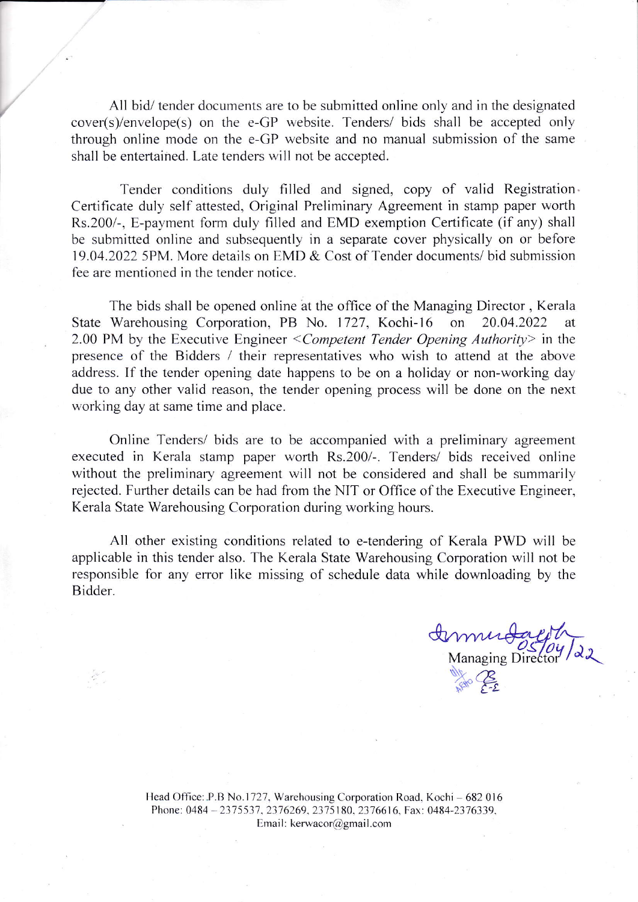All bid/ tender documents are to be submitted online only and in the designated cover(s)/envelope(s) on the e-GP website. Tenders/ bids shall be accepted only through online mode on the e-GP website and no manual submission of the same shall be entertained. Late tenders will not be accepted.

Tender conditions duly filled and signed, copy of valid Registration Certificate duly self attested, Original Preliminary Agreement in stamp paper worth Rs.200/-, E-payment form duly filled and EMD exemption Certificate (if any) shall be submitted online and subsequently in a separate cover physically on or before 19.04.2022 5PM. More details on EMD & Cost of Tender documents/ bid submission fee are mentioned in the tender notice.

The bids shall be opened online at the office of the Managing Director, Kerala State Warehousing Corporation, PB No. 1727, Kochi-16 on 20.04.2022 at 2.00 PM by the Executive Engineer *<Competent Tender Opening Authority>* in the presence of the Bidders / their representatives who wish to attend at the above address. If the tender opening date happens to be on a holiday or non-working day due to any other valid reason, the tender opening process will be done on the next working day at same time and place.

Online Tenders/ bids are to be accompanied with a preliminary agreement executed in Kerala stamp paper worth Rs.200/-. Tenders/ bids received online without the preliminary agreement will not be considered and shall be summarily rejected. Further details can be had from the NIT or Office of the Executive Engineer, Kerala State Warehousing Corporation during working hours.

All other existing conditions related to e-tendering of Kerala PWD will be applicable in this tender also. The Kerala State Warehousing Corporation will not be responsible for any error like missing of schedule data while downloading by the Bidder.

05/04/22

Managing Director

Head Office: P.B No.1727, Warehousing Corporation Road, Kochi – 682 016
Phone: 0484 – 2375537, 2376269, 2375180, 2376616, Fax: 0484-2376339,
Email: kerwacor@gmail.com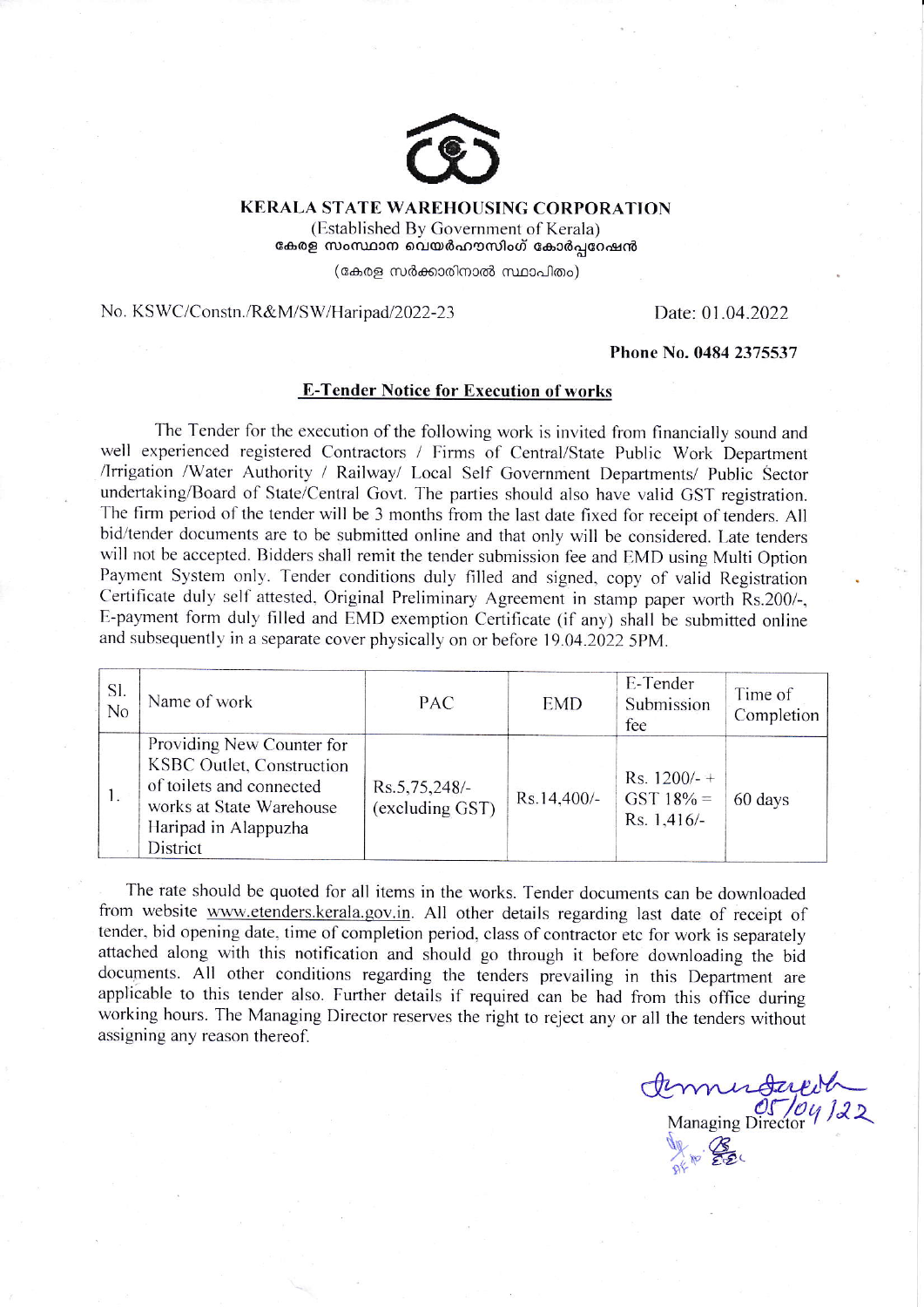**KERALA STATE WAREHOUSING CORPORATION**

(Established By Government of Kerala)

**കേരള സംസ്ഥാന വെയർഹൗസിംഗ് കോർപ്പറേഷൻ**

(കേരള സർക്കാരിനാൽ സ്ഥാപിതം)

No. KSWC/Constn./R&M/SW/Haripad/2022-23

Date: 01.04.2022

**Phone No. 0484 2375537**

## E-Tender Notice for Execution of works

The Tender for the execution of the following work is invited from financially sound and well experienced registered Contractors / Firms of Central/State Public Work Department /Irrigation /Water Authority / Railway/ Local Self Government Departments/ Public Sector undertaking/Board of State/Central Govt. The parties should also have valid GST registration. The firm period of the tender will be 3 months from the last date fixed for receipt of tenders. All bid/tender documents are to be submitted online and that only will be considered. Late tenders will not be accepted. Bidders shall remit the tender submission fee and EMD using Multi Option Payment System only. Tender conditions duly filled and signed, copy of valid Registration Certificate duly self attested, Original Preliminary Agreement in stamp paper worth Rs.200/-, E-payment form duly filled and EMD exemption Certificate (if any) shall be submitted online and subsequently in a separate cover physically on or before 19.04.2022 5PM.

| Sl. No | Name of work | PAC | EMD | E-Tender Submission fee | Time of Completion |
|---|---|---|---|---|---|
| 1. | Providing New Counter for KSBC Outlet, Construction of toilets and connected works at State Warehouse Haripad in Alappuzha District | Rs.5,75,248/- (excluding GST) | Rs.14,400/- | Rs. 1200/- + GST 18% = Rs. 1,416/- | 60 days |

The rate should be quoted for all items in the works. Tender documents can be downloaded from website www.etenders.kerala.gov.in. All other details regarding last date of receipt of tender, bid opening date, time of completion period, class of contractor etc for work is separately attached along with this notification and should go through it before downloading the bid documents. All other conditions regarding the tenders prevailing in this Department are applicable to this tender also. Further details if required can be had from this office during working hours. The Managing Director reserves the right to reject any or all the tenders without assigning any reason thereof.

05/04/22

Managing Director